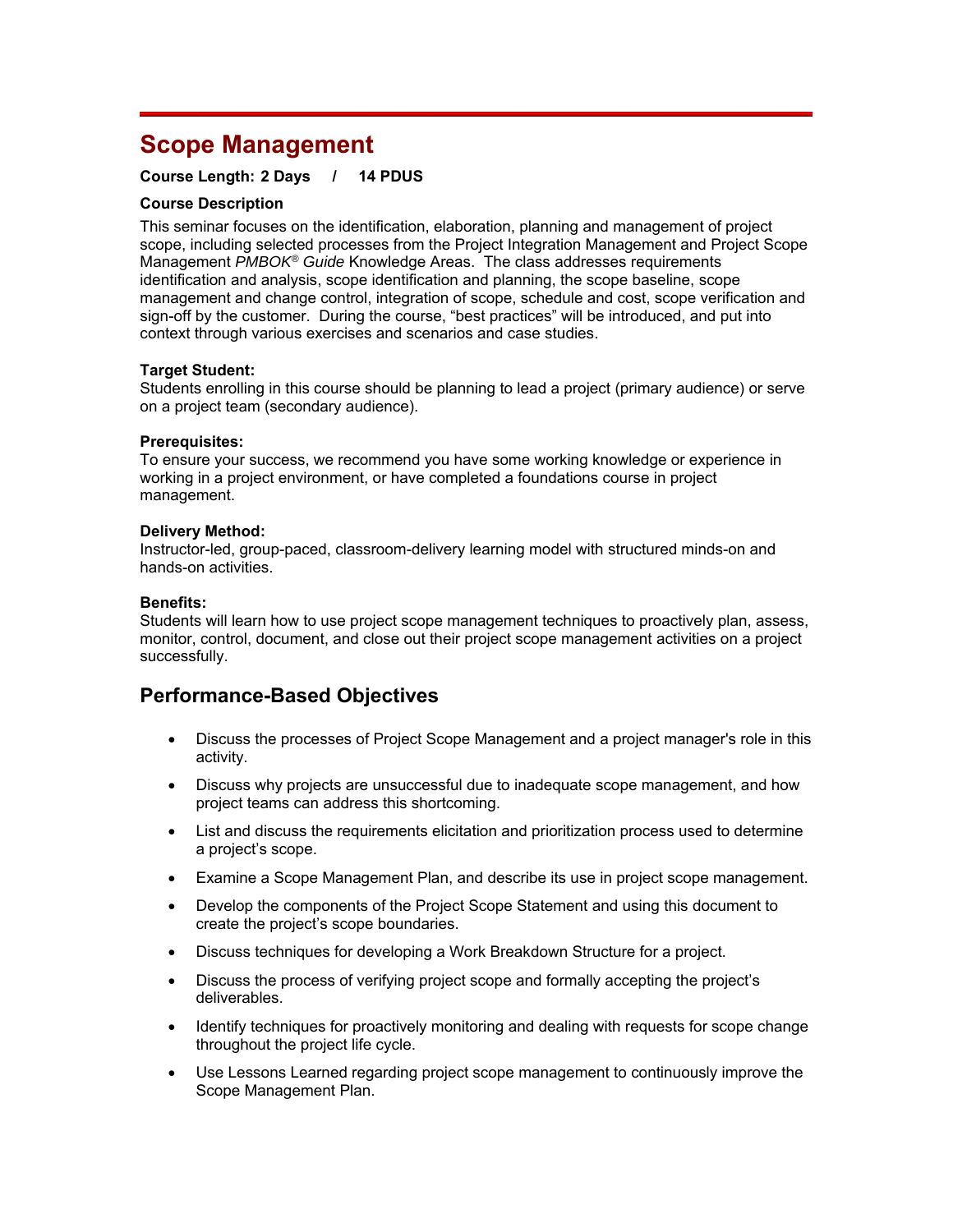# Scope Management

**Course Length: 2 Days / 14 PDUS**

**Course Description**

This seminar focuses on the identification, elaboration, planning and management of project scope, including selected processes from the Project Integration Management and Project Scope Management *PMBOK® Guide* Knowledge Areas. The class addresses requirements identification and analysis, scope identification and planning, the scope baseline, scope management and change control, integration of scope, schedule and cost, scope verification and sign-off by the customer. During the course, "best practices" will be introduced, and put into context through various exercises and scenarios and case studies.

**Target Student:**
Students enrolling in this course should be planning to lead a project (primary audience) or serve on a project team (secondary audience).

**Prerequisites:**
To ensure your success, we recommend you have some working knowledge or experience in working in a project environment, or have completed a foundations course in project management.

**Delivery Method:**
Instructor-led, group-paced, classroom-delivery learning model with structured minds-on and hands-on activities.

**Benefits:**
Students will learn how to use project scope management techniques to proactively plan, assess, monitor, control, document, and close out their project scope management activities on a project successfully.

## Performance-Based Objectives

- Discuss the processes of Project Scope Management and a project manager's role in this activity.
- Discuss why projects are unsuccessful due to inadequate scope management, and how project teams can address this shortcoming.
- List and discuss the requirements elicitation and prioritization process used to determine a project's scope.
- Examine a Scope Management Plan, and describe its use in project scope management.
- Develop the components of the Project Scope Statement and using this document to create the project's scope boundaries.
- Discuss techniques for developing a Work Breakdown Structure for a project.
- Discuss the process of verifying project scope and formally accepting the project's deliverables.
- Identify techniques for proactively monitoring and dealing with requests for scope change throughout the project life cycle.
- Use Lessons Learned regarding project scope management to continuously improve the Scope Management Plan.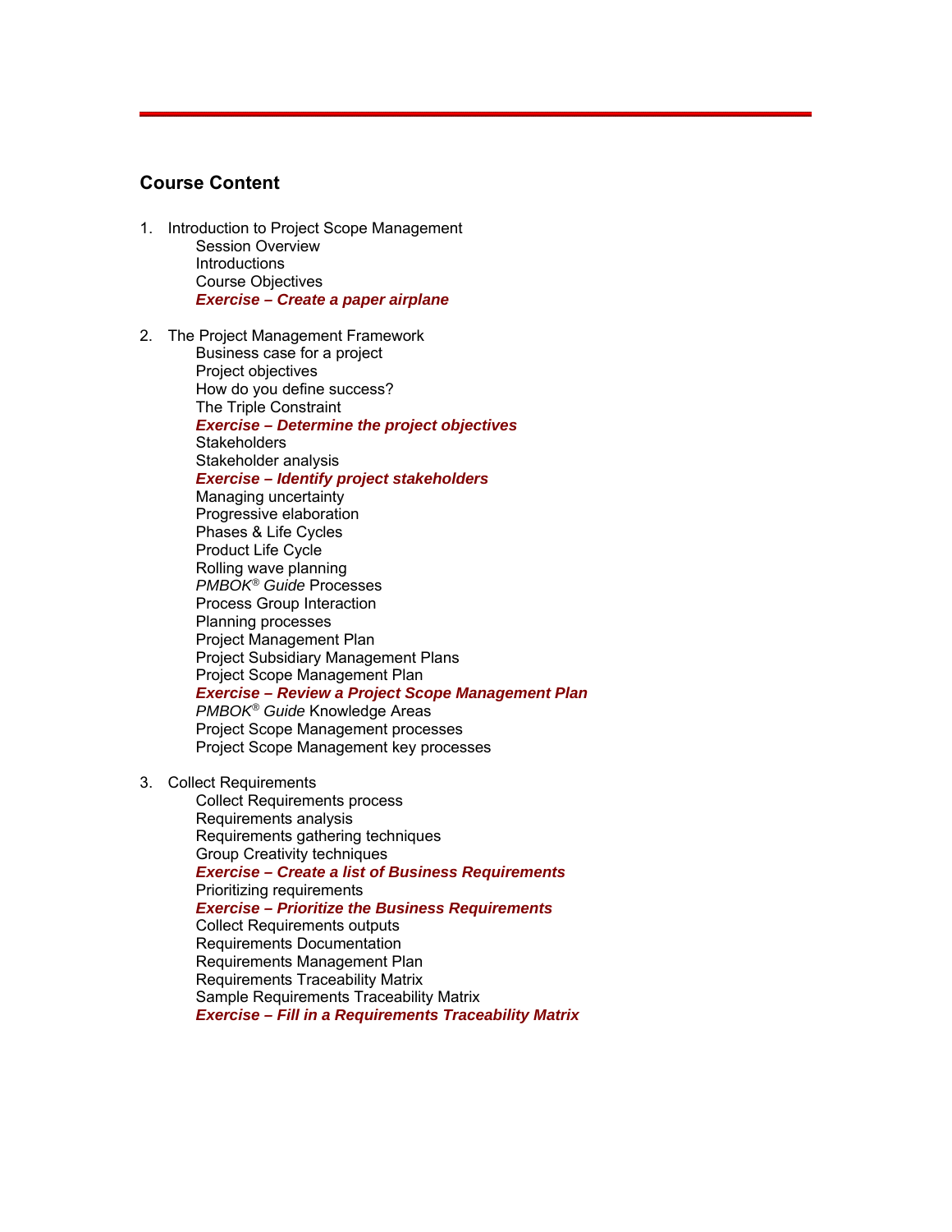## Course Content

1. Introduction to Project Scope Management
   - Session Overview
   - Introductions
   - Course Objectives
   - ***Exercise – Create a paper airplane***

2. The Project Management Framework
   - Business case for a project
   - Project objectives
   - How do you define success?
   - The Triple Constraint
   - ***Exercise – Determine the project objectives***
   - Stakeholders
   - Stakeholder analysis
   - ***Exercise – Identify project stakeholders***
   - Managing uncertainty
   - Progressive elaboration
   - Phases & Life Cycles
   - Product Life Cycle
   - Rolling wave planning
   - *PMBOK® Guide* Processes
   - Process Group Interaction
   - Planning processes
   - Project Management Plan
   - Project Subsidiary Management Plans
   - Project Scope Management Plan
   - ***Exercise – Review a Project Scope Management Plan***
   - *PMBOK® Guide* Knowledge Areas
   - Project Scope Management processes
   - Project Scope Management key processes

3. Collect Requirements
   - Collect Requirements process
   - Requirements analysis
   - Requirements gathering techniques
   - Group Creativity techniques
   - ***Exercise – Create a list of Business Requirements***
   - Prioritizing requirements
   - ***Exercise – Prioritize the Business Requirements***
   - Collect Requirements outputs
   - Requirements Documentation
   - Requirements Management Plan
   - Requirements Traceability Matrix
   - Sample Requirements Traceability Matrix
   - ***Exercise – Fill in a Requirements Traceability Matrix***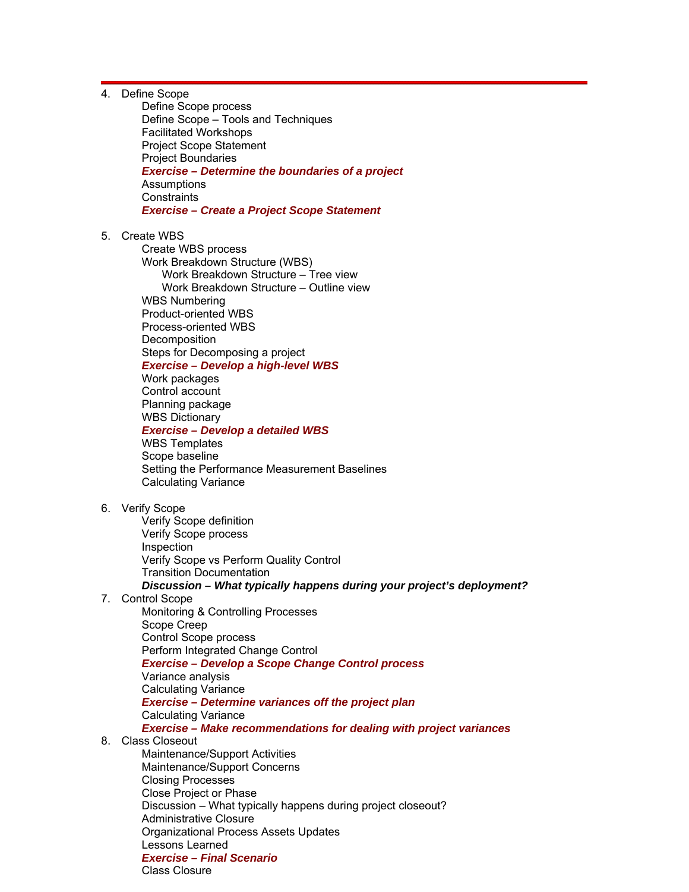4. Define Scope
    - Define Scope process
    - Define Scope – Tools and Techniques
    - Facilitated Workshops
    - Project Scope Statement
    - Project Boundaries
    - ***Exercise – Determine the boundaries of a project***
    - Assumptions
    - Constraints
    - ***Exercise – Create a Project Scope Statement***

5. Create WBS
    - Create WBS process
    - Work Breakdown Structure (WBS)
        - Work Breakdown Structure – Tree view
        - Work Breakdown Structure – Outline view
    - WBS Numbering
    - Product-oriented WBS
    - Process-oriented WBS
    - Decomposition
    - Steps for Decomposing a project
    - ***Exercise – Develop a high-level WBS***
    - Work packages
    - Control account
    - Planning package
    - WBS Dictionary
    - ***Exercise – Develop a detailed WBS***
    - WBS Templates
    - Scope baseline
    - Setting the Performance Measurement Baselines
    - Calculating Variance

6. Verify Scope
    - Verify Scope definition
    - Verify Scope process
    - Inspection
    - Verify Scope vs Perform Quality Control
    - Transition Documentation
    - ***Discussion – What typically happens during your project's deployment?***
7. Control Scope
    - Monitoring & Controlling Processes
    - Scope Creep
    - Control Scope process
    - Perform Integrated Change Control
    - ***Exercise – Develop a Scope Change Control process***
    - Variance analysis
    - Calculating Variance
    - ***Exercise – Determine variances off the project plan***
    - Calculating Variance
    - ***Exercise – Make recommendations for dealing with project variances***
8. Class Closeout
    - Maintenance/Support Activities
    - Maintenance/Support Concerns
    - Closing Processes
    - Close Project or Phase
    - Discussion – What typically happens during project closeout?
    - Administrative Closure
    - Organizational Process Assets Updates
    - Lessons Learned
    - ***Exercise – Final Scenario***
    - Class Closure